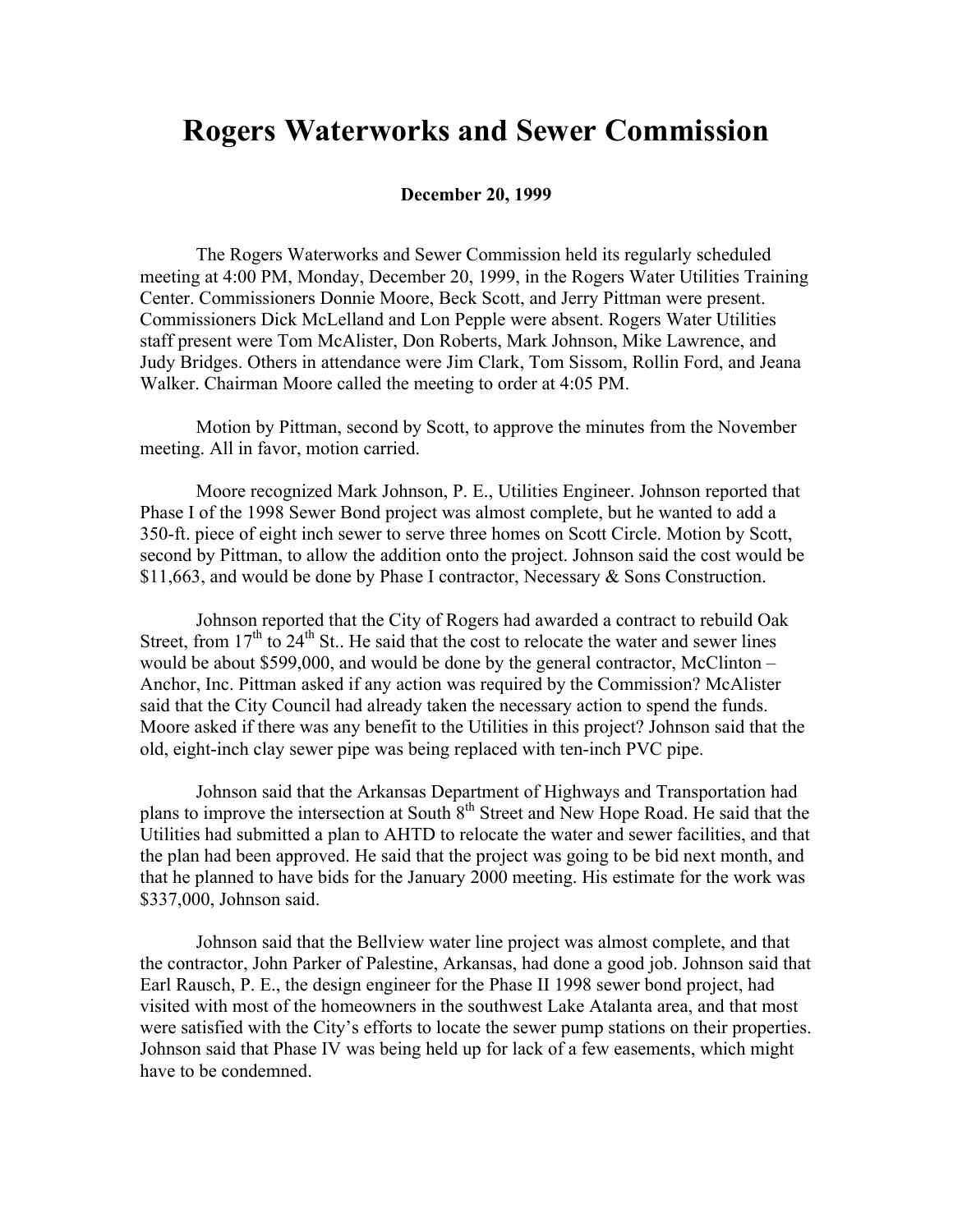# Rogers Waterworks and Sewer Commission

**December 20, 1999**

The Rogers Waterworks and Sewer Commission held its regularly scheduled meeting at 4:00 PM, Monday, December 20, 1999, in the Rogers Water Utilities Training Center. Commissioners Donnie Moore, Beck Scott, and Jerry Pittman were present. Commissioners Dick McLelland and Lon Pepple were absent. Rogers Water Utilities staff present were Tom McAlister, Don Roberts, Mark Johnson, Mike Lawrence, and Judy Bridges. Others in attendance were Jim Clark, Tom Sissom, Rollin Ford, and Jeana Walker. Chairman Moore called the meeting to order at 4:05 PM.

Motion by Pittman, second by Scott, to approve the minutes from the November meeting. All in favor, motion carried.

Moore recognized Mark Johnson, P. E., Utilities Engineer. Johnson reported that Phase I of the 1998 Sewer Bond project was almost complete, but he wanted to add a 350-ft. piece of eight inch sewer to serve three homes on Scott Circle. Motion by Scott, second by Pittman, to allow the addition onto the project. Johnson said the cost would be $11,663, and would be done by Phase I contractor, Necessary & Sons Construction.

Johnson reported that the City of Rogers had awarded a contract to rebuild Oak Street, from 17th to 24th St.. He said that the cost to relocate the water and sewer lines would be about $599,000, and would be done by the general contractor, McClinton – Anchor, Inc. Pittman asked if any action was required by the Commission? McAlister said that the City Council had already taken the necessary action to spend the funds. Moore asked if there was any benefit to the Utilities in this project? Johnson said that the old, eight-inch clay sewer pipe was being replaced with ten-inch PVC pipe.

Johnson said that the Arkansas Department of Highways and Transportation had plans to improve the intersection at South 8th Street and New Hope Road. He said that the Utilities had submitted a plan to AHTD to relocate the water and sewer facilities, and that the plan had been approved. He said that the project was going to be bid next month, and that he planned to have bids for the January 2000 meeting. His estimate for the work was $337,000, Johnson said.

Johnson said that the Bellview water line project was almost complete, and that the contractor, John Parker of Palestine, Arkansas, had done a good job. Johnson said that Earl Rausch, P. E., the design engineer for the Phase II 1998 sewer bond project, had visited with most of the homeowners in the southwest Lake Atalanta area, and that most were satisfied with the City's efforts to locate the sewer pump stations on their properties. Johnson said that Phase IV was being held up for lack of a few easements, which might have to be condemned.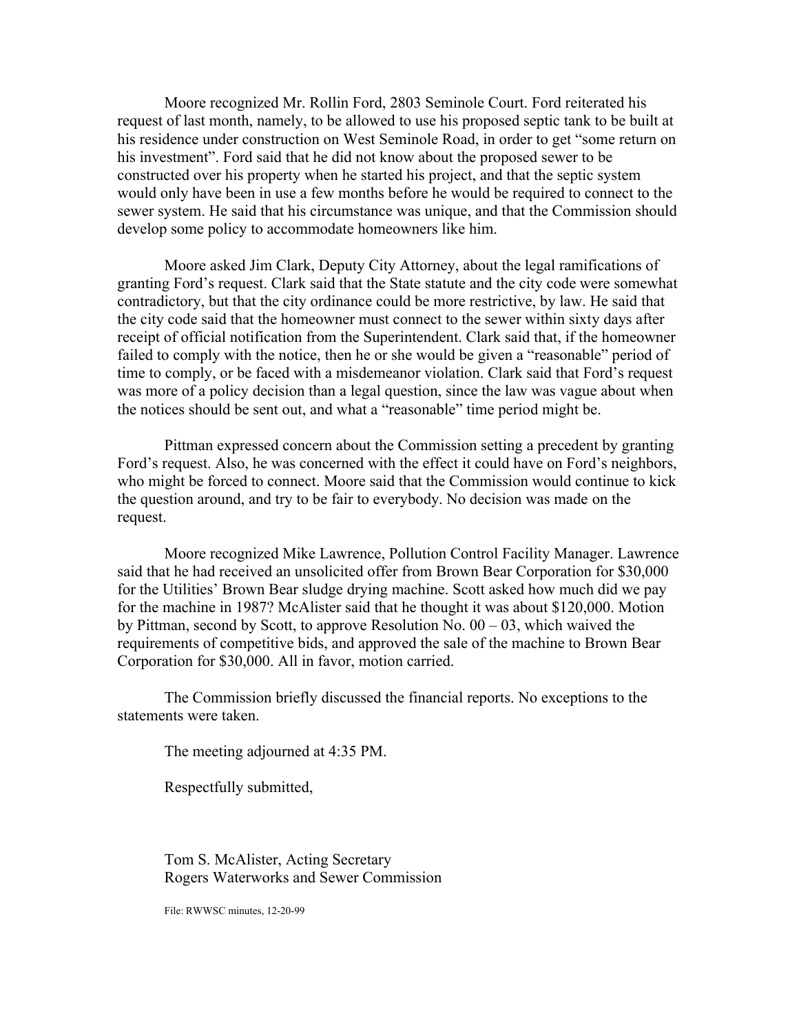Moore recognized Mr. Rollin Ford, 2803 Seminole Court. Ford reiterated his request of last month, namely, to be allowed to use his proposed septic tank to be built at his residence under construction on West Seminole Road, in order to get "some return on his investment". Ford said that he did not know about the proposed sewer to be constructed over his property when he started his project, and that the septic system would only have been in use a few months before he would be required to connect to the sewer system. He said that his circumstance was unique, and that the Commission should develop some policy to accommodate homeowners like him.

Moore asked Jim Clark, Deputy City Attorney, about the legal ramifications of granting Ford's request. Clark said that the State statute and the city code were somewhat contradictory, but that the city ordinance could be more restrictive, by law. He said that the city code said that the homeowner must connect to the sewer within sixty days after receipt of official notification from the Superintendent. Clark said that, if the homeowner failed to comply with the notice, then he or she would be given a "reasonable" period of time to comply, or be faced with a misdemeanor violation. Clark said that Ford's request was more of a policy decision than a legal question, since the law was vague about when the notices should be sent out, and what a "reasonable" time period might be.

Pittman expressed concern about the Commission setting a precedent by granting Ford's request. Also, he was concerned with the effect it could have on Ford's neighbors, who might be forced to connect. Moore said that the Commission would continue to kick the question around, and try to be fair to everybody. No decision was made on the request.

Moore recognized Mike Lawrence, Pollution Control Facility Manager. Lawrence said that he had received an unsolicited offer from Brown Bear Corporation for $30,000 for the Utilities' Brown Bear sludge drying machine. Scott asked how much did we pay for the machine in 1987? McAlister said that he thought it was about $120,000. Motion by Pittman, second by Scott, to approve Resolution No. 00 – 03, which waived the requirements of competitive bids, and approved the sale of the machine to Brown Bear Corporation for $30,000. All in favor, motion carried.

The Commission briefly discussed the financial reports. No exceptions to the statements were taken.

The meeting adjourned at 4:35 PM.

Respectfully submitted,

Tom S. McAlister, Acting Secretary
Rogers Waterworks and Sewer Commission

File: RWWSC minutes, 12-20-99